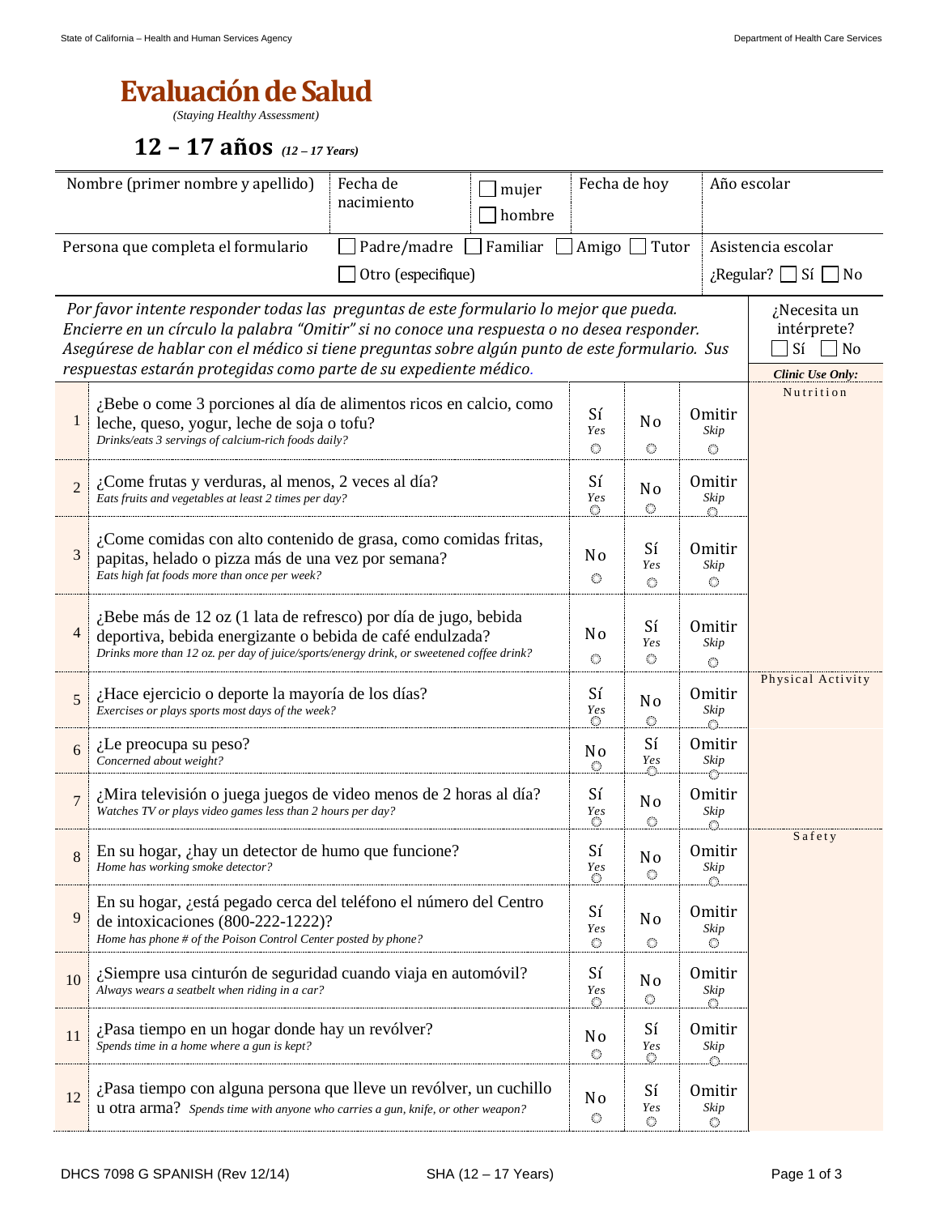# Evaluación de Salud

*(Staying Healthy Assessment)*

## 12 – 17 años *(12 – 17 Years)*

| Nombre (primer nombre y apellido) | Fecha de nacimiento | ☐ mujer ☐ hombre | Fecha de hoy | Año escolar |
|---|---|---|---|---|
| Persona que completa el formulario | ☐ Padre/madre ☐ Familiar ☐ Amigo ☐ Tutor ☐ Otro (especifique) | | | Asistencia escolar ¿Regular? ☐ Sí ☐ No |

*Por favor intente responder todas las preguntas de este formulario lo mejor que pueda. Encierre en un círculo la palabra "Omitir" si no conoce una respuesta o no desea responder. Asegúrese de hablar con el médico si tiene preguntas sobre algún punto de este formulario. Sus respuestas estarán protegidas como parte de su expediente médico.*

¿Necesita un intérprete? ☐ Sí ☐ No

| # | Pregunta | | | | *Clinic Use Only:* |
|---|---|---|---|---|---|
| 1 | ¿Bebe o come 3 porciones al día de alimentos ricos en calcio, como leche, queso, yogur, leche de soja o tofu? *Drinks/eats 3 servings of calcium-rich foods daily?* | Sí *Yes* ◯ | No ◯ | Omitir *Skip* ◯ | Nutrition |
| 2 | ¿Come frutas y verduras, al menos, 2 veces al día? *Eats fruits and vegetables at least 2 times per day?* | Sí *Yes* ◯ | No ◯ | Omitir *Skip* ◯ | |
| 3 | ¿Come comidas con alto contenido de grasa, como comidas fritas, papitas, helado o pizza más de una vez por semana? *Eats high fat foods more than once per week?* | No ◯ | Sí *Yes* ◯ | Omitir *Skip* ◯ | |
| 4 | ¿Bebe más de 12 oz (1 lata de refresco) por día de jugo, bebida deportiva, bebida energizante o bebida de café endulzada? *Drinks more than 12 oz. per day of juice/sports/energy drink, or sweetened coffee drink?* | No ◯ | Sí *Yes* ◯ | Omitir *Skip* ◯ | |
| 5 | ¿Hace ejercicio o deporte la mayoría de los días? *Exercises or plays sports most days of the week?* | Sí *Yes* ◯ | No ◯ | Omitir *Skip* ◯ | Physical Activity |
| 6 | ¿Le preocupa su peso? *Concerned about weight?* | No ◯ | Sí *Yes* ◯ | Omitir *Skip* ◯ | |
| 7 | ¿Mira televisión o juega juegos de video menos de 2 horas al día? *Watches TV or plays video games less than 2 hours per day?* | Sí *Yes* ◯ | No ◯ | Omitir *Skip* ◯ | |
| 8 | En su hogar, ¿hay un detector de humo que funcione? *Home has working smoke detector?* | Sí *Yes* ◯ | No ◯ | Omitir *Skip* ◯ | Safety |
| 9 | En su hogar, ¿está pegado cerca del teléfono el número del Centro de intoxicaciones (800-222-1222)? *Home has phone # of the Poison Control Center posted by phone?* | Sí *Yes* ◯ | No ◯ | Omitir *Skip* ◯ | |
| 10 | ¿Siempre usa cinturón de seguridad cuando viaja en automóvil? *Always wears a seatbelt when riding in a car?* | Sí *Yes* ◯ | No ◯ | Omitir *Skip* ◯ | |
| 11 | ¿Pasa tiempo en un hogar donde hay un revólver? *Spends time in a home where a gun is kept?* | No ◯ | Sí *Yes* ◯ | Omitir *Skip* ◯ | |
| 12 | ¿Pasa tiempo con alguna persona que lleve un revólver, un cuchillo u otra arma? *Spends time with anyone who carries a gun, knife, or other weapon?* | No ◯ | Sí *Yes* ◯ | Omitir *Skip* ◯ | |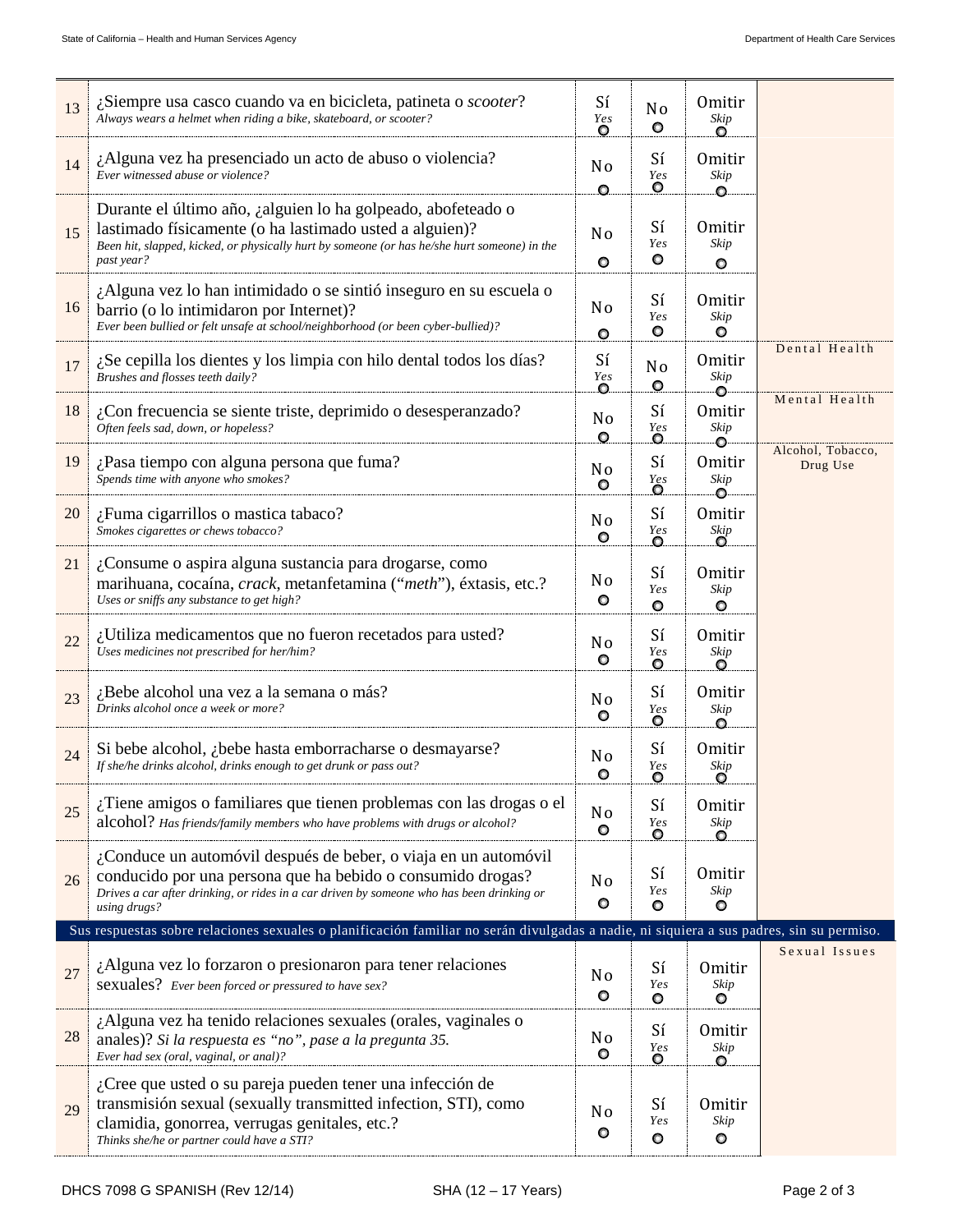| # | Pregunta | | | | |
|---|---|---|---|---|---|
| 13 | ¿Siempre usa casco cuando va en bicicleta, patineta o *scooter*? *Always wears a helmet when riding a bike, skateboard, or scooter?* | Sí *Yes* ○ | No ○ | Omitir *Skip* ○ | |
| 14 | ¿Alguna vez ha presenciado un acto de abuso o violencia? *Ever witnessed abuse or violence?* | No ○ | Sí *Yes* ○ | Omitir *Skip* ○ | |
| 15 | Durante el último año, ¿alguien lo ha golpeado, abofeteado o lastimado físicamente (o ha lastimado usted a alguien)? *Been hit, slapped, kicked, or physically hurt by someone (or has he/she hurt someone) in the past year?* | No ○ | Sí *Yes* ○ | Omitir *Skip* ○ | |
| 16 | ¿Alguna vez lo han intimidado o se sintió inseguro en su escuela o barrio (o lo intimidaron por Internet)? *Ever been bullied or felt unsafe at school/neighborhood (or been cyber-bullied)?* | No ○ | Sí *Yes* ○ | Omitir *Skip* ○ | |
| 17 | ¿Se cepilla los dientes y los limpia con hilo dental todos los días? *Brushes and flosses teeth daily?* | Sí *Yes* ○ | No ○ | Omitir *Skip* ○ | Dental Health |
| 18 | ¿Con frecuencia se siente triste, deprimido o desesperanzado? *Often feels sad, down, or hopeless?* | No ○ | Sí *Yes* ○ | Omitir *Skip* ○ | Mental Health |
| 19 | ¿Pasa tiempo con alguna persona que fuma? *Spends time with anyone who smokes?* | No ○ | Sí *Yes* ○ | Omitir *Skip* ○ | Alcohol, Tobacco, Drug Use |
| 20 | ¿Fuma cigarrillos o mastica tabaco? *Smokes cigarettes or chews tobacco?* | No ○ | Sí *Yes* ○ | Omitir *Skip* ○ | |
| 21 | ¿Consume o aspira alguna sustancia para drogarse, como marihuana, cocaína, *crack*, metanfetamina ("*meth*"), éxtasis, etc.? *Uses or sniffs any substance to get high?* | No ○ | Sí *Yes* ○ | Omitir *Skip* ○ | |
| 22 | ¿Utiliza medicamentos que no fueron recetados para usted? *Uses medicines not prescribed for her/him?* | No ○ | Sí *Yes* ○ | Omitir *Skip* ○ | |
| 23 | ¿Bebe alcohol una vez a la semana o más? *Drinks alcohol once a week or more?* | No ○ | Sí *Yes* ○ | Omitir *Skip* ○ | |
| 24 | Si bebe alcohol, ¿bebe hasta emborracharse o desmayarse? *If she/he drinks alcohol, drinks enough to get drunk or pass out?* | No ○ | Sí *Yes* ○ | Omitir *Skip* ○ | |
| 25 | ¿Tiene amigos o familiares que tienen problemas con las drogas o el alcohol? *Has friends/family members who have problems with drugs or alcohol?* | No ○ | Sí *Yes* ○ | Omitir *Skip* ○ | |
| 26 | ¿Conduce un automóvil después de beber, o viaja en un automóvil conducido por una persona que ha bebido o consumido drogas? *Drives a car after drinking, or rides in a car driven by someone who has been drinking or using drugs?* | No ○ | Sí *Yes* ○ | Omitir *Skip* ○ | |

**Sus respuestas sobre relaciones sexuales o planificación familiar no serán divulgadas a nadie, ni siquiera a sus padres, sin su permiso.**

| # | Pregunta | | | | |
|---|---|---|---|---|---|
| 27 | ¿Alguna vez lo forzaron o presionaron para tener relaciones sexuales? *Ever been forced or pressured to have sex?* | No ○ | Sí *Yes* ○ | Omitir *Skip* ○ | Sexual Issues |
| 28 | ¿Alguna vez ha tenido relaciones sexuales (orales, vaginales o anales)? *Si la respuesta es "no", pase a la pregunta 35.* *Ever had sex (oral, vaginal, or anal)?* | No ○ | Sí *Yes* ○ | Omitir *Skip* ○ | |
| 29 | ¿Cree que usted o su pareja pueden tener una infección de transmisión sexual (sexually transmitted infection, STI), como clamidia, gonorrea, verrugas genitales, etc.? *Thinks she/he or partner could have a STI?* | No ○ | Sí *Yes* ○ | Omitir *Skip* ○ | |

DHCS 7098 G SPANISH (Rev 12/14) SHA (12 – 17 Years)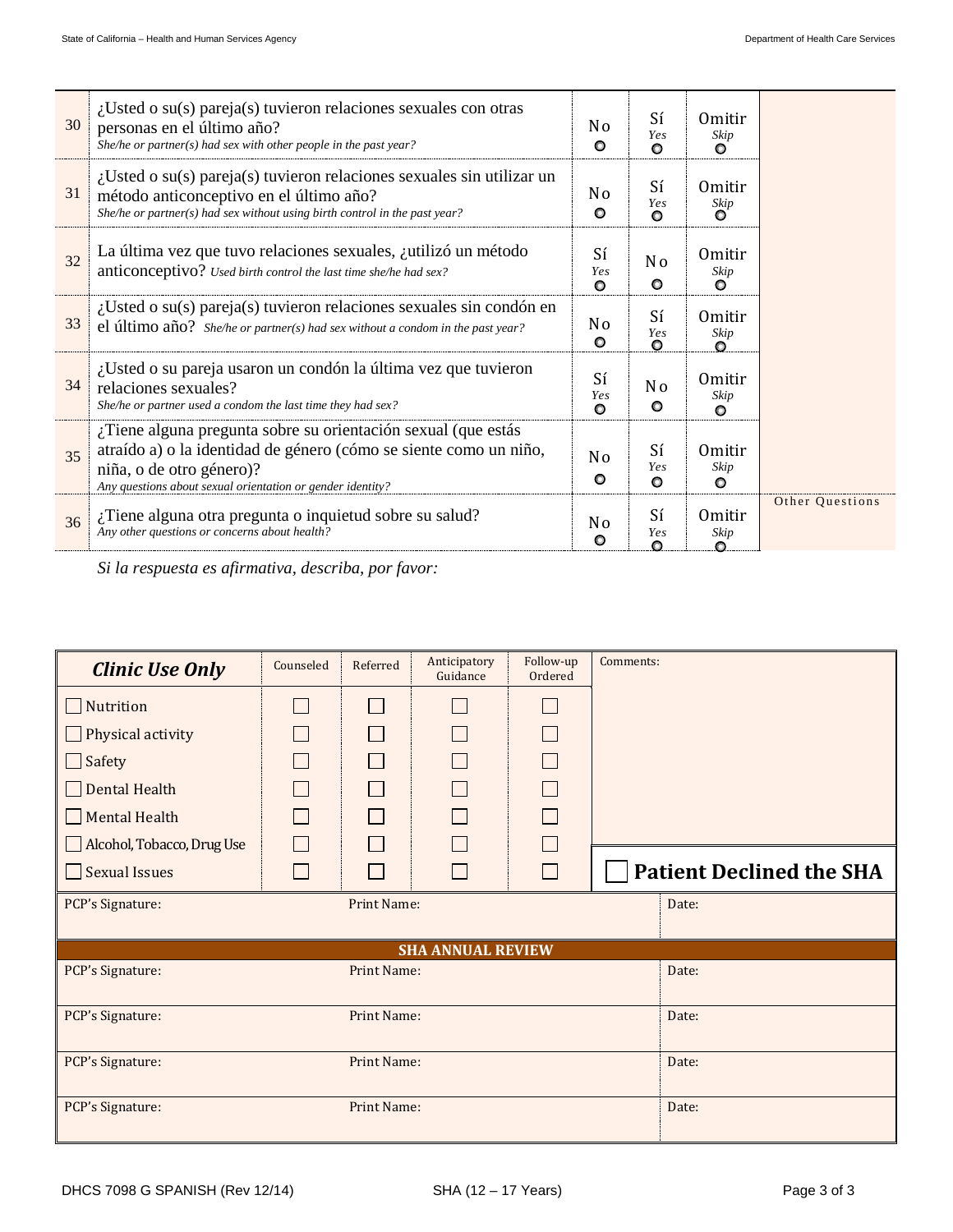| | | | | | |
|---|---|---|---|---|---|
| 30 | ¿Usted o su(s) pareja(s) tuvieron relaciones sexuales con otras personas en el último año? *She/he or partner(s) had sex with other people in the past year?* | No ○ | Sí *Yes* ○ | Omitir *Skip* ○ | |
| 31 | ¿Usted o su(s) pareja(s) tuvieron relaciones sexuales sin utilizar un método anticonceptivo en el último año? *She/he or partner(s) had sex without using birth control in the past year?* | No ○ | Sí *Yes* ○ | Omitir *Skip* ○ | |
| 32 | La última vez que tuvo relaciones sexuales, ¿utilizó un método anticonceptivo? *Used birth control the last time she/he had sex?* | Sí *Yes* ○ | No ○ | Omitir *Skip* ○ | |
| 33 | ¿Usted o su(s) pareja(s) tuvieron relaciones sexuales sin condón en el último año? *She/he or partner(s) had sex without a condom in the past year?* | No ○ | Sí *Yes* ○ | Omitir *Skip* ○ | |
| 34 | ¿Usted o su pareja usaron un condón la última vez que tuvieron relaciones sexuales? *She/he or partner used a condom the last time they had sex?* | Sí *Yes* ○ | No ○ | Omitir *Skip* ○ | |
| 35 | ¿Tiene alguna pregunta sobre su orientación sexual (que estás atraído a) o la identidad de género (cómo se siente como un niño, niña, o de otro género)? *Any questions about sexual orientation or gender identity?* | No ○ | Sí *Yes* ○ | Omitir *Skip* ○ | |
| 36 | ¿Tiene alguna otra pregunta o inquietud sobre su salud? *Any other questions or concerns about health?* | No ○ | Sí *Yes* ○ | Omitir *Skip* ○ | Other Questions |

*Si la respuesta es afirmativa, describa, por favor:*

| ***Clinic Use Only*** | Counseled | Referred | Anticipatory Guidance | Follow-up Ordered | Comments: |
|---|---|---|---|---|---|
| ☐ Nutrition | ☐ | ☐ | ☐ | ☐ | |
| ☐ Physical activity | ☐ | ☐ | ☐ | ☐ | |
| ☐ Safety | ☐ | ☐ | ☐ | ☐ | |
| ☐ Dental Health | ☐ | ☐ | ☐ | ☐ | |
| ☐ Mental Health | ☐ | ☐ | ☐ | ☐ | |
| ☐ Alcohol, Tobacco, Drug Use | ☐ | ☐ | ☐ | ☐ | |
| ☐ Sexual Issues | ☐ | ☐ | ☐ | ☐ | ☐ **Patient Declined the SHA** |

| | | |
|---|---|---|
| PCP's Signature: | Print Name: | Date: |

**SHA ANNUAL REVIEW**

| | | |
|---|---|---|
| PCP's Signature: | Print Name: | Date: |
| PCP's Signature: | Print Name: | Date: |
| PCP's Signature: | Print Name: | Date: |
| PCP's Signature: | Print Name: | Date: |

DHCS 7098 G SPANISH (Rev 12/14) SHA (12 – 17 Years)